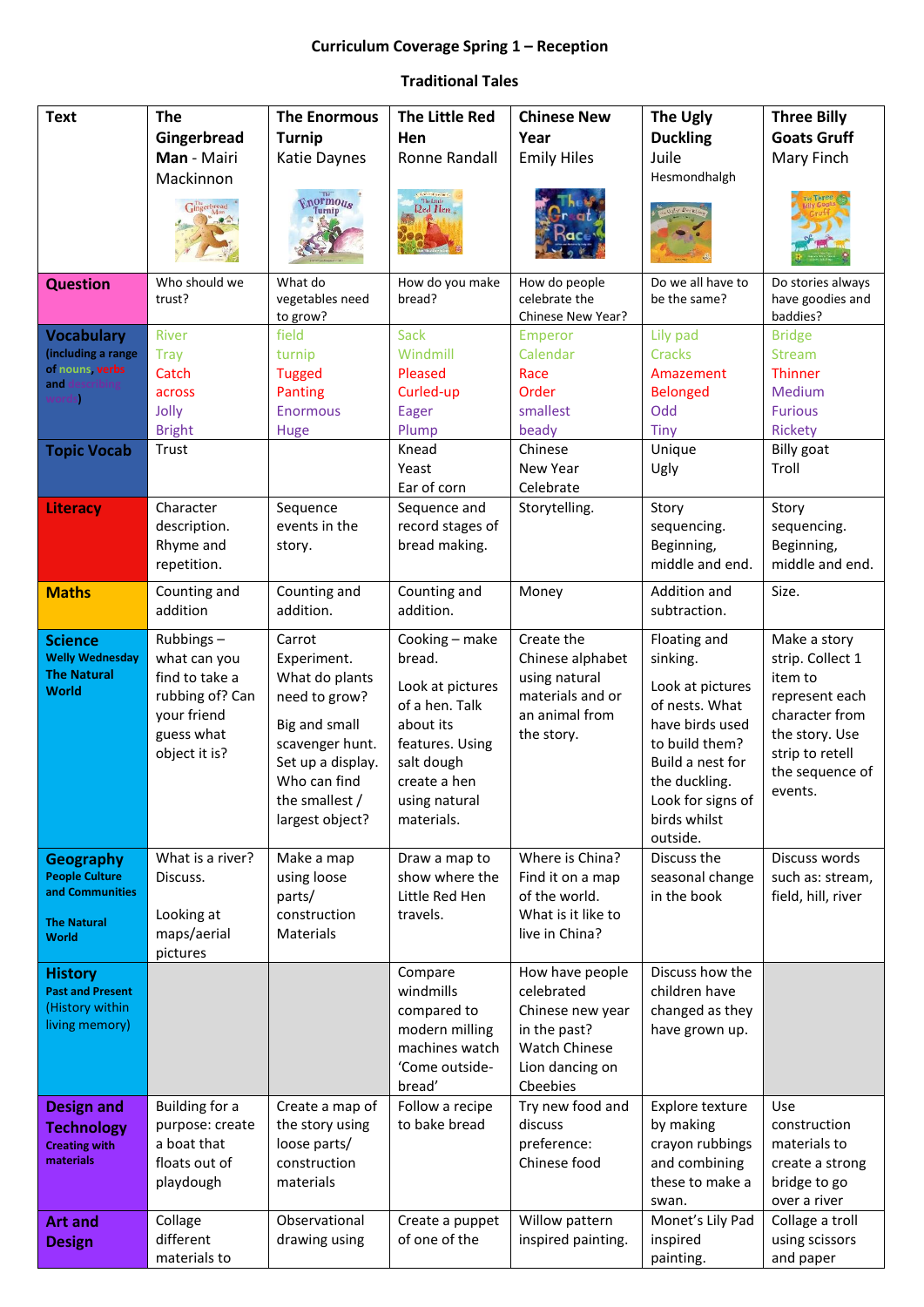**Curriculum Coverage Spring 1 – Reception**

**Traditional Tales**

| **Text** | **The Gingerbread Man** - Mairi Mackinnon | **The Enormous Turnip** Katie Daynes | **The Little Red Hen** Ronne Randall | **Chinese New Year** Emily Hiles | **The Ugly Duckling** Juile Hesmondhalgh | **Three Billy Goats Gruff** Mary Finch |
|---|---|---|---|---|---|---|
| **Question** | Who should we trust? | What do vegetables need to grow? | How do you make bread? | How do people celebrate the Chinese New Year? | Do we all have to be the same? | Do stories always have goodies and baddies? |
| **Vocabulary** (including a range of nouns, verbs and describing words) | River<br>Tray<br>Catch<br>across<br>Jolly<br>Bright | field<br>turnip<br>Tugged<br>Panting<br>Enormous<br>Huge | Sack<br>Windmill<br>Pleased<br>Curled-up<br>Eager<br>Plump | Emperor<br>Calendar<br>Race<br>Order<br>smallest<br>beady | Lily pad<br>Cracks<br>Amazement<br>Belonged<br>Odd<br>Tiny | Bridge<br>Stream<br>Thinner<br>Medium<br>Furious<br>Rickety |
| **Topic Vocab** | Trust | | Knead<br>Yeast<br>Ear of corn | Chinese<br>New Year<br>Celebrate | Unique<br>Ugly | Billy goat<br>Troll |
| **Literacy** | Character description. Rhyme and repetition. | Sequence events in the story. | Sequence and record stages of bread making. | Storytelling. | Story sequencing. Beginning, middle and end. | Story sequencing. Beginning, middle and end. |
| **Maths** | Counting and addition | Counting and addition. | Counting and addition. | Money | Addition and subtraction. | Size. |
| **Science** Welly Wednesday The Natural World | Rubbings – what can you find to take a rubbing of? Can your friend guess what object it is? | Carrot Experiment. What do plants need to grow?<br><br>Big and small scavenger hunt. Set up a display. Who can find the smallest / largest object? | Cooking – make bread.<br><br>Look at pictures of a hen. Talk about its features. Using salt dough create a hen using natural materials. | Create the Chinese alphabet using natural materials and or an animal from the story. | Floating and sinking.<br><br>Look at pictures of nests. What have birds used to build them? Build a nest for the duckling. Look for signs of birds whilst outside. | Make a story strip. Collect 1 item to represent each character from the story. Use strip to retell the sequence of events. |
| **Geography** People Culture and Communities<br><br>The Natural World | What is a river? Discuss.<br><br>Looking at maps/aerial pictures | Make a map using loose parts/ construction Materials | Draw a map to show where the Little Red Hen travels. | Where is China? Find it on a map of the world. What is it like to live in China? | Discuss the seasonal change in the book | Discuss words such as: stream, field, hill, river |
| **History** Past and Present (History within living memory) | | | Compare windmills compared to modern milling machines watch 'Come outside- bread' | How have people celebrated Chinese new year in the past? Watch Chinese Lion dancing on Cbeebies | Discuss how the children have changed as they have grown up. | |
| **Design and Technology** Creating with materials | Building for a purpose: create a boat that floats out of playdough | Create a map of the story using loose parts/ construction materials | Follow a recipe to bake bread | Try new food and discuss preference: Chinese food | Explore texture by making crayon rubbings and combining these to make a swan. | Use construction materials to create a strong bridge to go over a river |
| **Art and Design** | Collage different materials to | Observational drawing using | Create a puppet of one of the | Willow pattern inspired painting. | Monet's Lily Pad inspired painting. | Collage a troll using scissors and paper |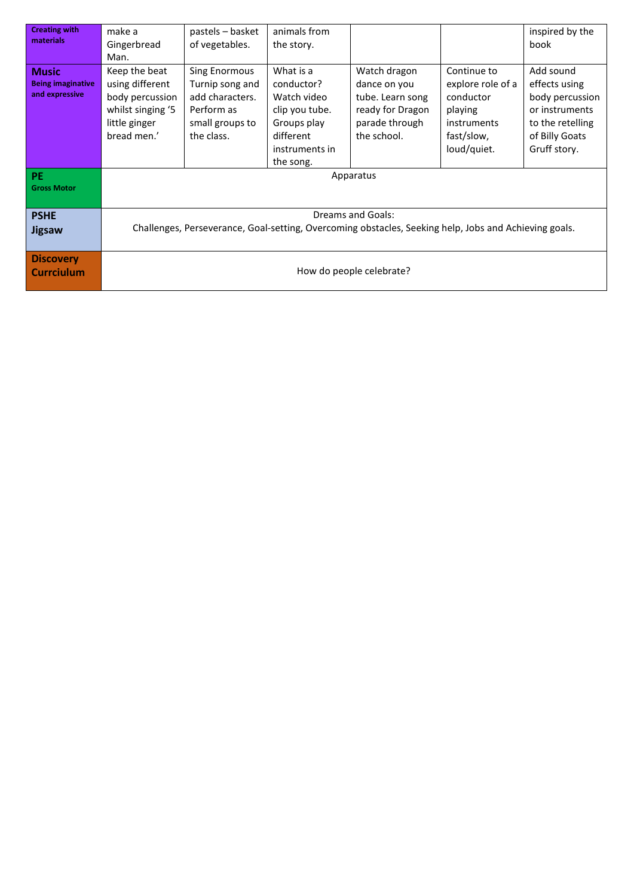| | | | | | | |
|---|---|---|---|---|---|---|
| **Creating with materials** | make a Gingerbread Man. | pastels – basket of vegetables. | animals from the story. | | | inspired by the book |
| **Music** **Being imaginative and expressive** | Keep the beat using different body percussion whilst singing '5 little ginger bread men.' | Sing Enormous Turnip song and add characters. Perform as small groups to the class. | What is a conductor? Watch video clip you tube. Groups play different instruments in the song. | Watch dragon dance on you tube. Learn song ready for Dragon parade through the school. | Continue to explore role of a conductor playing instruments fast/slow, loud/quiet. | Add sound effects using body percussion or instruments to the retelling of Billy Goats Gruff story. |
| **PE** **Gross Motor** | Apparatus | | | | | |
| **PSHE** **Jigsaw** | Dreams and Goals: Challenges, Perseverance, Goal-setting, Overcoming obstacles, Seeking help, Jobs and Achieving goals. | | | | | |
| **Discovery Currciulum** | How do people celebrate? | | | | | |